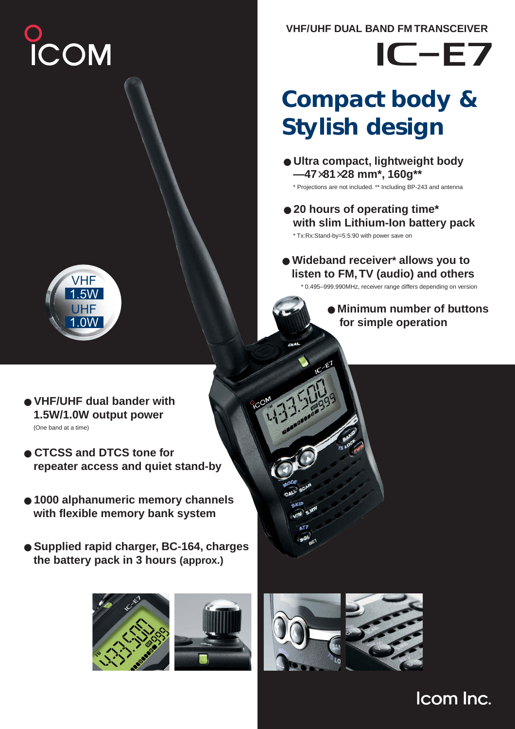ICOM

VHF/UHF DUAL BAND FM TRANSCEIVER

# IC-E7

## Compact body & Stylish design

- **Ultra compact, lightweight body —47×81×28 mm*, 160g****
  
  \* Projections are not included. ** Including BP-243 and antenna

- **20 hours of operating time* with slim Lithium-Ion battery pack**
  
  \* Tx:Rx:Stand-by=5:5:90 with power save on

- **Wideband receiver* allows you to listen to FM, TV (audio) and others**
  
  \* 0.495–999.990MHz, receiver range differs depending on version

- **Minimum number of buttons for simple operation**

VHF 1.5W
UHF 1.0W

- **VHF/UHF dual bander with 1.5W/1.0W output power**
  
  (One band at a time)

- **CTCSS and DTCS tone for repeater access and quiet stand-by**

- **1000 alphanumeric memory channels with flexible memory bank system**

- **Supplied rapid charger, BC-164, charges the battery pack in 3 hours (approx.)**

Icom Inc.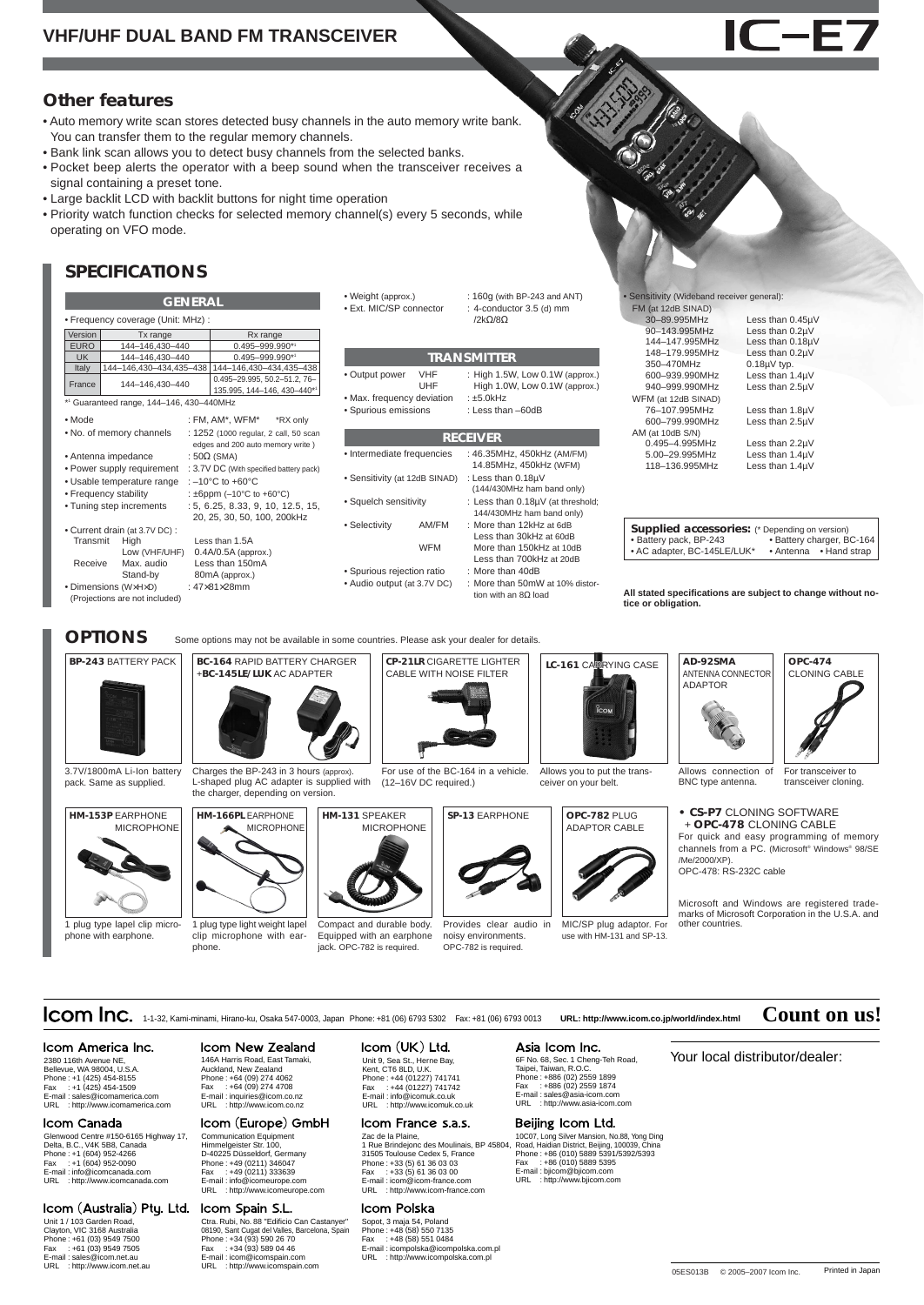# VHF/UHF DUAL BAND FM TRANSCEIVER

# IC-E7

## Other features

- Auto memory write scan stores detected busy channels in the auto memory write bank. You can transfer them to the regular memory channels.
- Bank link scan allows you to detect busy channels from the selected banks.
- Pocket beep alerts the operator with a beep sound when the transceiver receives a signal containing a preset tone.
- Large backlit LCD with backlit buttons for night time operation
- Priority watch function checks for selected memory channel(s) every 5 seconds, while operating on VFO mode.

## SPECIFICATIONS

### GENERAL

- Frequency coverage (Unit: MHz) :

| Version | Tx range | Rx range |
|---|---|---|
| EURO | 144–146,430–440 | 0.495–999.990*[1] |
| UK | 144–146,430–440 | 0.495–999.990*[1] |
| Italy | 144–146,430–434,435–438 | 144–146,430–434,435–438 |
| France | 144–146,430–440 | 0.495–29.995, 50.2–51.2, 76–135.995, 144–146, 430–440*[1] |

*[1] Guaranteed range, 144–146, 430–440MHz

- Mode : FM, AM*, WFM* *RX only
- No. of memory channels : 1252 (1000 regular, 2 call, 50 scan edges and 200 auto memory write )
- Antenna impedance : 50Ω (SMA)
- Power supply requirement : 3.7V DC (With specified battery pack)
- Usable temperature range : –10°C to +60°C
- Frequency stability : ±6ppm (–10°C to +60°C)
- Tuning step increments : 5, 6.25, 8.33, 9, 10, 12.5, 15, 20, 25, 30, 50, 100, 200kHz
- Current drain (at 3.7V DC) :
  - Transmit High: Less than 1.5A
  - Transmit Low (VHF/UHF): 0.4A/0.5A (approx.)
  - Receive Max. audio: Less than 150mA
  - Receive Stand-by: 80mA (approx.)
- Dimensions (W×H×D) : 47×81×28mm (Projections are not included)
- Weight (approx.) : 160g (with BP-243 and ANT)
- Ext. MIC/SP connector : 4-conductor 3.5 (d) mm /2kΩ/8Ω

### TRANSMITTER

- Output power VHF : High 1.5W, Low 0.1W (approx.)
- Output power UHF : High 1.0W, Low 0.1W (approx.)
- Max. frequency deviation : ±5.0kHz
- Spurious emissions : Less than –60dB

### RECEIVER

- Intermediate frequencies : 46.35MHz, 450kHz (AM/FM) 14.85MHz, 450kHz (WFM)
- Sensitivity (at 12dB SINAD) : Less than 0.18μV (144/430MHz ham band only)
- Squelch sensitivity : Less than 0.18μV (at threshold; 144/430MHz ham band only)
- Selectivity AM/FM : More than 12kHz at 6dB; Less than 30kHz at 60dB
- Selectivity WFM : More than 150kHz at 10dB; Less than 700kHz at 20dB
- Spurious rejection ratio : More than 40dB
- Audio output (at 3.7V DC) : More than 50mW at 10% distortion with an 8Ω load

- Sensitivity (Wideband receiver general):

| | |
|---|---|
| FM (at 12dB SINAD) | |
| 30–89.995MHz | Less than 0.45μV |
| 90–143.995MHz | Less than 0.2μV |
| 144–147.995MHz | Less than 0.18μV |
| 148–179.995MHz | Less than 0.2μV |
| 350–470MHz | 0.18μV typ. |
| 600–939.990MHz | Less than 1.4μV |
| 940–999.990MHz | Less than 2.5μV |
| WFM (at 12dB SINAD) | |
| 76–107.995MHz | Less than 1.8μV |
| 600–799.990MHz | Less than 2.5μV |
| AM (at 10dB S/N) | |
| 0.495–4.995MHz | Less than 2.2μV |
| 5.00–29.995MHz | Less than 1.4μV |
| 118–136.995MHz | Less than 1.4μV |

**Supplied accessories:** (* Depending on version)
- Battery pack, BP-243
- Battery charger, BC-164
- AC adapter, BC-145LE/LUK*
- Antenna
- Hand strap

**All stated specifications are subject to change without notice or obligation.**

## OPTIONS

Some options may not be available in some countries. Please ask your dealer for details.

**BP-243** BATTERY PACK
3.7V/1800mA Li-Ion battery pack. Same as supplied.

**BC-164** RAPID BATTERY CHARGER +**BC-145LE/LUK** AC ADAPTER
Charges the BP-243 in 3 hours (approx). L-shaped plug AC adapter is supplied with the charger, depending on version.

**CP-21LR** CIGARETTE LIGHTER CABLE WITH NOISE FILTER
For use of the BC-164 in a vehicle. (12–16V DC required.)

**LC-161** CARRYING CASE
Allows you to put the transceiver on your belt.

**AD-92SMA** ANTENNA CONNECTOR ADAPTOR
Allows connection of BNC type antenna.

**OPC-474** CLONING CABLE
For transceiver to transceiver cloning.

**HM-153P** EARPHONE MICROPHONE
1 plug type lapel clip microphone with earphone.

**HM-166PL** EARPHONE MICROPHONE
1 plug type light weight lapel clip microphone with earphone.

**HM-131** SPEAKER MICROPHONE
Compact and durable body. Equipped with an earphone jack. OPC-782 is required.

**SP-13** EARPHONE
Provides clear audio in noisy environments. OPC-782 is required.

**OPC-782** PLUG ADAPTOR CABLE
MIC/SP plug adaptor. For use with HM-131 and SP-13.

- **CS-P7** CLONING SOFTWARE + **OPC-478** CLONING CABLE
  For quick and easy programming of memory channels from a PC. (Microsoft® Windows® 98/SE /Me/2000/XP).
  OPC-478: RS-232C cable

Microsoft and Windows are registered trademarks of Microsoft Corporation in the U.S.A. and other countries.

**Icom Inc.** 1-1-32, Kami-minami, Hirano-ku, Osaka 547-0003, Japan Phone: +81 (06) 6793 5302 Fax: +81 (06) 6793 0013 URL: http://www.icom.co.jp/world/index.html

**Count on us!**

**Icom America Inc.**
2380 116th Avenue NE, Bellevue, WA 98004, U.S.A.
Phone : +1 (425) 454-8155
Fax : +1 (425) 454-1509
E-mail : sales@icomamerica.com
URL : http://www.icomamerica.com

**Icom Canada**
Glenwood Centre #150-6165 Highway 17, Delta, B.C., V4K 5B8, Canada
Phone : +1 (604) 952-4266
Fax : +1 (604) 952-0090
E-mail : info@icomcanada.com
URL : http://www.icomcanada.com

**Icom (Australia) Pty. Ltd.**
Unit 1 / 103 Garden Road, Clayton, VIC 3168 Australia
Phone : +61 (03) 9549 7500
Fax : +61 (03) 9549 7505
E-mail : sales@icom.net.au
URL : http://www.icom.net.au

**Icom New Zealand**
146A Harris Road, East Tamaki, Auckland, New Zealand
Phone : +64 (09) 274 4062
Fax : +64 (09) 274 4708
E-mail : inquiries@icom.co.nz
URL : http://www.icom.co.nz

**Icom (Europe) GmbH**
Communication Equipment
Himmelgeister Str. 100, D-40225 Düsseldorf, Germany
Phone : +49 (0211) 346047
Fax : +49 (0211) 333639
E-mail : info@icomeurope.com
URL : http://www.icomeurope.com

**Icom Spain S.L.**
Ctra. Rubi, No. 88 "Edificio Can Castanyer" 08190, Sant Cugat del Valles, Barcelona, Spain
Phone : +34 (93) 590 26 70
Fax : +34 (93) 589 04 46
E-mail : icom@icomspain.com
URL : http://www.icomspain.com

**Icom (UK) Ltd.**
Unit 9, Sea St., Herne Bay, Kent, CT6 8LD, U.K.
Phone : +44 (01227) 741741
Fax : +44 (01227) 741742
E-mail : info@icomuk.co.uk
URL : http://www.icomuk.co.uk

**Icom France s.a.s.**
Zac de la Plaine, 1 Rue Brindejonc des Moulinais, BP 45804, 31505 Toulouse Cedex 5, France
Phone : +33 (5) 61 36 03 03
Fax : +33 (5) 61 36 03 00
E-mail : icom@icom-france.com
URL : http://www.icom-france.com

**Icom Polska**
Sopot, 3 maja 54, Poland
Phone : +48 (58) 550 7135
Fax : +48 (58) 551 0484
E-mail : icompolska@icompolska.com.pl
URL : http://www.icompolska.com.pl

**Asia Icom Inc.**
6F No. 68, Sec. 1 Cheng-Teh Road, Taipei, Taiwan, R.O.C.
Phone : +886 (02) 2559 1899
Fax : +886 (02) 2559 1874
E-mail : sales@asia-icom.com
URL : http://www.asia-icom.com

**Beijing Icom Ltd.**
10C07, Long Silver Mansion, No.88, Yong Ding Road, Haidian District, Beijing, 100039, China
Phone : +86 (010) 5889 5391/5392/5393
Fax : +86 (010) 5889 5395
E-mail : bjicom@bjicom.com
URL : http://www.bjicom.com

Your local distributor/dealer:

05ES013B © 2005–2007 Icom Inc. Printed in Japan